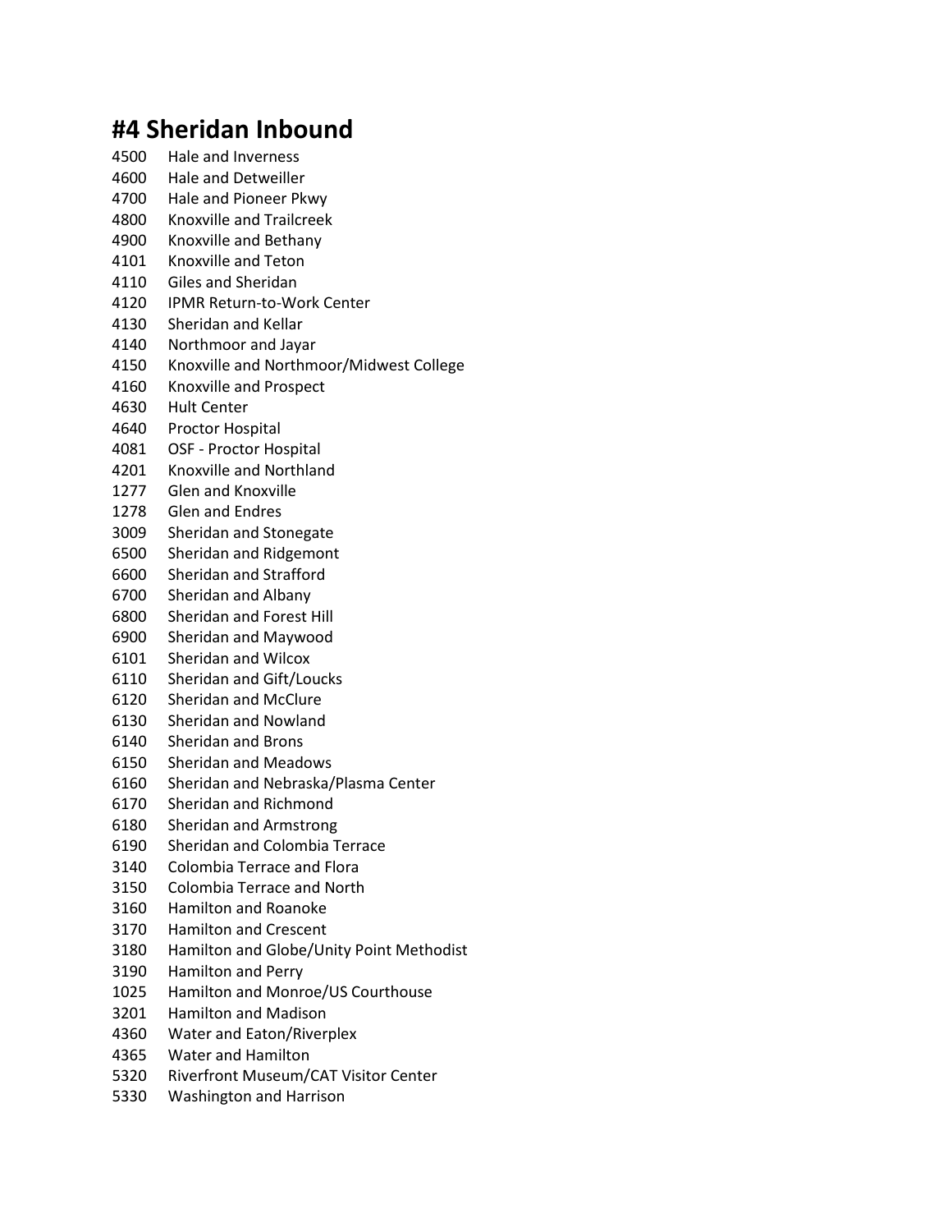# #4 Sheridan Inbound

4500 Hale and Inverness
4600 Hale and Detweiller
4700 Hale and Pioneer Pkwy
4800 Knoxville and Trailcreek
4900 Knoxville and Bethany
4101 Knoxville and Teton
4110 Giles and Sheridan
4120 IPMR Return-to-Work Center
4130 Sheridan and Kellar
4140 Northmoor and Jayar
4150 Knoxville and Northmoor/Midwest College
4160 Knoxville and Prospect
4630 Hult Center
4640 Proctor Hospital
4081 OSF - Proctor Hospital
4201 Knoxville and Northland
1277 Glen and Knoxville
1278 Glen and Endres
3009 Sheridan and Stonegate
6500 Sheridan and Ridgemont
6600 Sheridan and Strafford
6700 Sheridan and Albany
6800 Sheridan and Forest Hill
6900 Sheridan and Maywood
6101 Sheridan and Wilcox
6110 Sheridan and Gift/Loucks
6120 Sheridan and McClure
6130 Sheridan and Nowland
6140 Sheridan and Brons
6150 Sheridan and Meadows
6160 Sheridan and Nebraska/Plasma Center
6170 Sheridan and Richmond
6180 Sheridan and Armstrong
6190 Sheridan and Colombia Terrace
3140 Colombia Terrace and Flora
3150 Colombia Terrace and North
3160 Hamilton and Roanoke
3170 Hamilton and Crescent
3180 Hamilton and Globe/Unity Point Methodist
3190 Hamilton and Perry
1025 Hamilton and Monroe/US Courthouse
3201 Hamilton and Madison
4360 Water and Eaton/Riverplex
4365 Water and Hamilton
5320 Riverfront Museum/CAT Visitor Center
5330 Washington and Harrison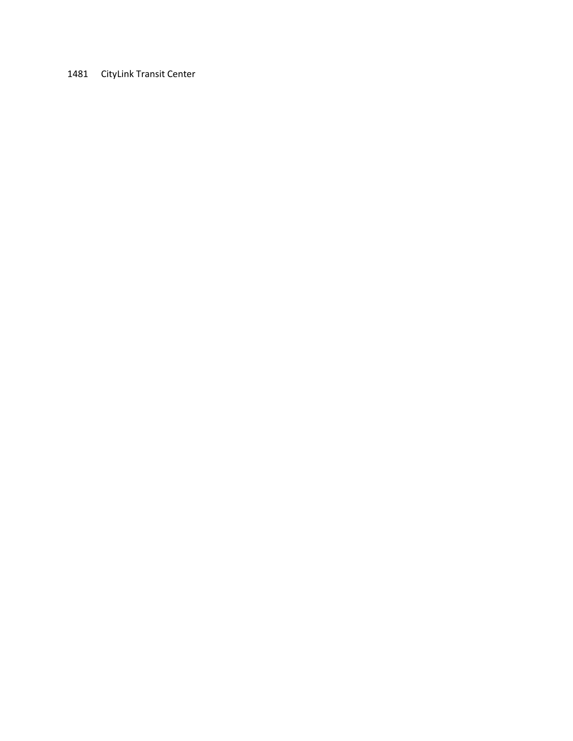1481 CityLink Transit Center